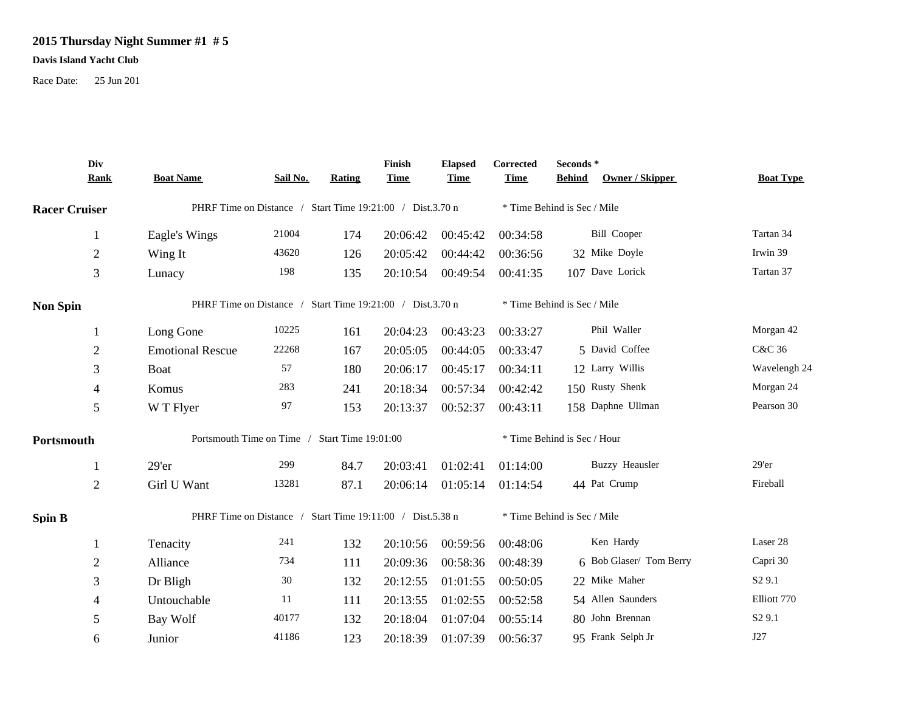**2015 Thursday Night Summer #1 # 5**

**Davis Island Yacht Club**

Race Date: 25 Jun 201

| Div Rank | Boat Name | Sail No. | Rating | Finish Time | Elapsed Time | Corrected Time | Seconds * Behind | Owner / Skipper | Boat Type |
|---|---|---|---|---|---|---|---|---|---|
| **Racer Cruiser** | PHRF Time on Distance / Start Time 19:21:00 / Dist.3.70 n | | | | | * Time Behind is Sec / Mile | | | |
| 1 | Eagle's Wings | 21004 | 174 | 20:06:42 | 00:45:42 | 00:34:58 | | Bill Cooper | Tartan 34 |
| 2 | Wing It | 43620 | 126 | 20:05:42 | 00:44:42 | 00:36:56 | 32 | Mike Doyle | Irwin 39 |
| 3 | Lunacy | 198 | 135 | 20:10:54 | 00:49:54 | 00:41:35 | 107 | Dave Lorick | Tartan 37 |
| **Non Spin** | PHRF Time on Distance / Start Time 19:21:00 / Dist.3.70 n | | | | | * Time Behind is Sec / Mile | | | |
| 1 | Long Gone | 10225 | 161 | 20:04:23 | 00:43:23 | 00:33:27 | | Phil Waller | Morgan 42 |
| 2 | Emotional Rescue | 22268 | 167 | 20:05:05 | 00:44:05 | 00:33:47 | 5 | David Coffee | C&C 36 |
| 3 | Boat | 57 | 180 | 20:06:17 | 00:45:17 | 00:34:11 | 12 | Larry Willis | Wavelengh 24 |
| 4 | Komus | 283 | 241 | 20:18:34 | 00:57:34 | 00:42:42 | 150 | Rusty Shenk | Morgan 24 |
| 5 | W T Flyer | 97 | 153 | 20:13:37 | 00:52:37 | 00:43:11 | 158 | Daphne Ullman | Pearson 30 |
| **Portsmouth** | Portsmouth Time on Time / Start Time 19:01:00 | | | | | * Time Behind is Sec / Hour | | | |
| 1 | 29'er | 299 | 84.7 | 20:03:41 | 01:02:41 | 01:14:00 | | Buzzy Heausler | 29'er |
| 2 | Girl U Want | 13281 | 87.1 | 20:06:14 | 01:05:14 | 01:14:54 | 44 | Pat Crump | Fireball |
| **Spin B** | PHRF Time on Distance / Start Time 19:11:00 / Dist.5.38 n | | | | | * Time Behind is Sec / Mile | | | |
| 1 | Tenacity | 241 | 132 | 20:10:56 | 00:59:56 | 00:48:06 | | Ken Hardy | Laser 28 |
| 2 | Alliance | 734 | 111 | 20:09:36 | 00:58:36 | 00:48:39 | 6 | Bob Glaser/ Tom Berry | Capri 30 |
| 3 | Dr Bligh | 30 | 132 | 20:12:55 | 01:01:55 | 00:50:05 | 22 | Mike Maher | S2 9.1 |
| 4 | Untouchable | 11 | 111 | 20:13:55 | 01:02:55 | 00:52:58 | 54 | Allen Saunders | Elliott 770 |
| 5 | Bay Wolf | 40177 | 132 | 20:18:04 | 01:07:04 | 00:55:14 | 80 | John Brennan | S2 9.1 |
| 6 | Junior | 41186 | 123 | 20:18:39 | 01:07:39 | 00:56:37 | 95 | Frank Selph Jr | J27 |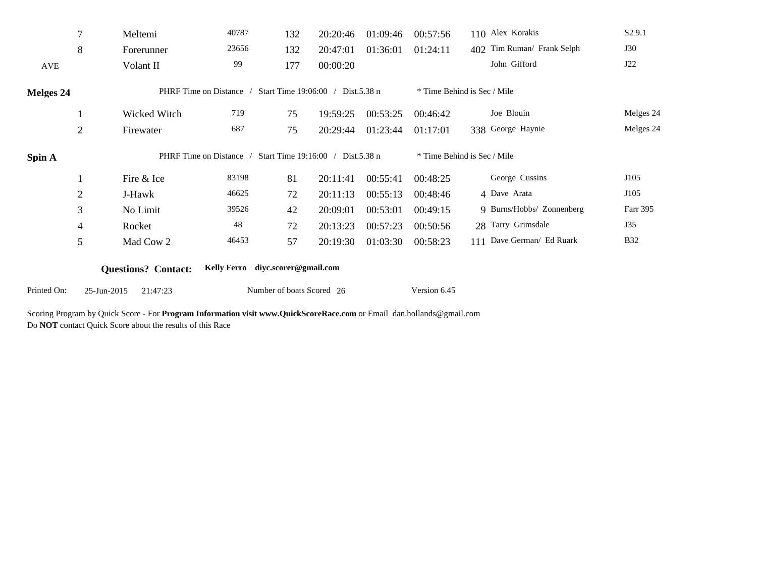| | | | | | | | | | | |
|---|---|---|---|---|---|---|---|---|---|---|
| | 7 | Meltemi | 40787 | 132 | 20:20:46 | 01:09:46 | 00:57:56 | 110 | Alex Korakis | S2 9.1 |
| | 8 | Forerunner | 23656 | 132 | 20:47:01 | 01:36:01 | 01:24:11 | 402 | Tim Ruman/ Frank Selph | J30 |
| AVE | | Volant II | 99 | 177 | 00:00:20 | | | | John Gifford | J22 |

**Melges 24** PHRF Time on Distance / Start Time 19:06:00 / Dist.5.38 n * Time Behind is Sec / Mile

| | | | | | | | | | | |
|---|---|---|---|---|---|---|---|---|---|---|
| | 1 | Wicked Witch | 719 | 75 | 19:59:25 | 00:53:25 | 00:46:42 | | Joe Blouin | Melges 24 |
| | 2 | Firewater | 687 | 75 | 20:29:44 | 01:23:44 | 01:17:01 | 338 | George Haynie | Melges 24 |

**Spin A** PHRF Time on Distance / Start Time 19:16:00 / Dist.5.38 n * Time Behind is Sec / Mile

| | | | | | | | | | | |
|---|---|---|---|---|---|---|---|---|---|---|
| | 1 | Fire & Ice | 83198 | 81 | 20:11:41 | 00:55:41 | 00:48:25 | | George Cussins | J105 |
| | 2 | J-Hawk | 46625 | 72 | 20:11:13 | 00:55:13 | 00:48:46 | 4 | Dave Arata | J105 |
| | 3 | No Limit | 39526 | 42 | 20:09:01 | 00:53:01 | 00:49:15 | 9 | Burns/Hobbs/ Zonnenberg | Farr 395 |
| | 4 | Rocket | 48 | 72 | 20:13:23 | 00:57:23 | 00:50:56 | 28 | Tarry Grimsdale | J35 |
| | 5 | Mad Cow 2 | 46453 | 57 | 20:19:30 | 01:03:30 | 00:58:23 | 111 | Dave German/ Ed Ruark | B32 |

**Questions? Contact:** **Kelly Ferro diyc.scorer@gmail.com**

Printed On: 25-Jun-2015 21:47:23 Number of boats Scored 26 Version 6.45

Scoring Program by Quick Score - For **Program Information visit www.QuickScoreRace.com** or Email dan.hollands@gmail.com
Do **NOT** contact Quick Score about the results of this Race